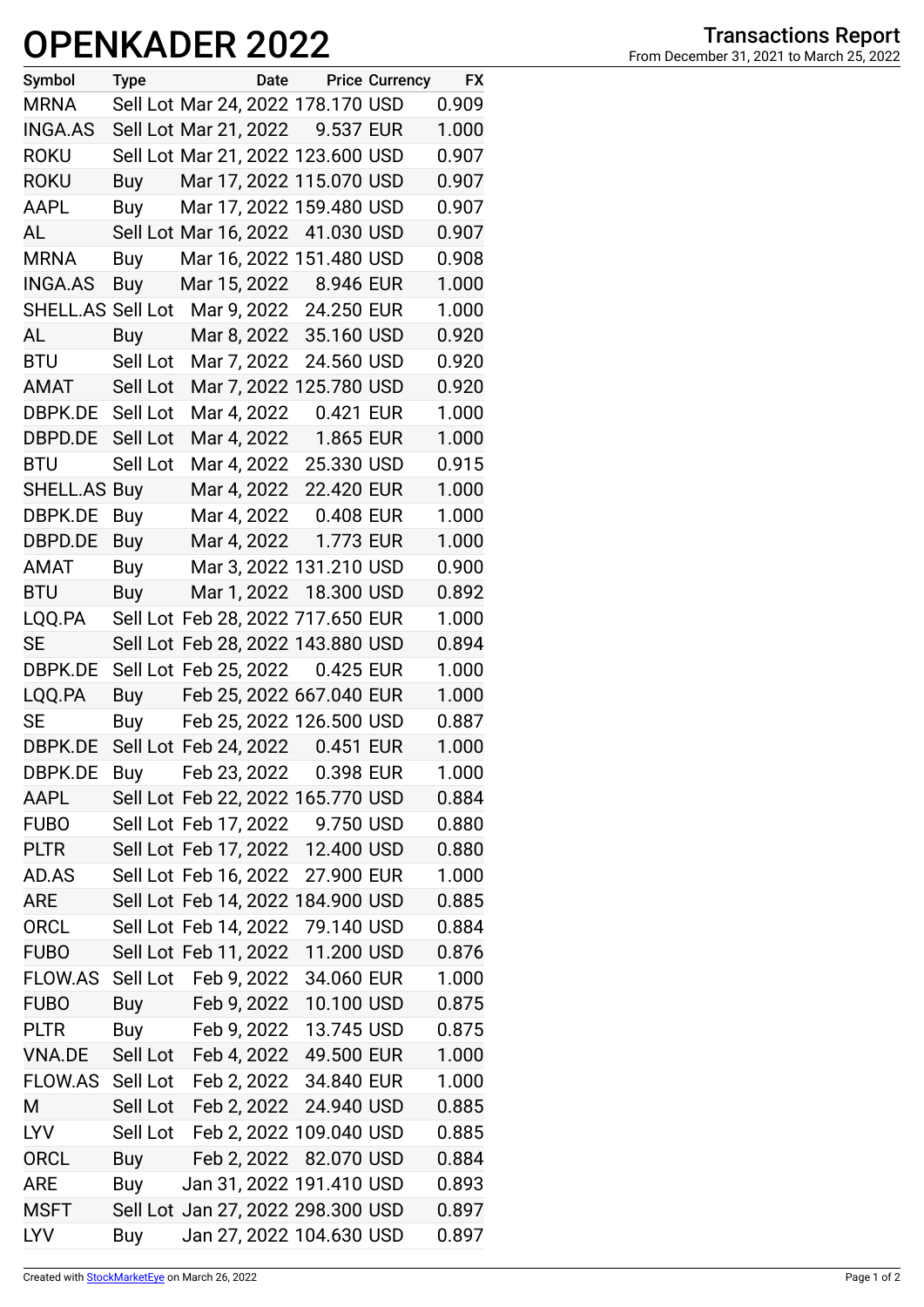# OPENKADER 2022

## Transactions Report

From December 31, 2021 to March 25, 2022

| Symbol | Type | Date | Price | Currency | FX |
|---|---|---|---|---|---|
| MRNA | Sell Lot | Mar 24, 2022 | 178.170 | USD | 0.909 |
| INGA.AS | Sell Lot | Mar 21, 2022 | 9.537 | EUR | 1.000 |
| ROKU | Sell Lot | Mar 21, 2022 | 123.600 | USD | 0.907 |
| ROKU | Buy | Mar 17, 2022 | 115.070 | USD | 0.907 |
| AAPL | Buy | Mar 17, 2022 | 159.480 | USD | 0.907 |
| AL | Sell Lot | Mar 16, 2022 | 41.030 | USD | 0.907 |
| MRNA | Buy | Mar 16, 2022 | 151.480 | USD | 0.908 |
| INGA.AS | Buy | Mar 15, 2022 | 8.946 | EUR | 1.000 |
| SHELL.AS | Sell Lot | Mar 9, 2022 | 24.250 | EUR | 1.000 |
| AL | Buy | Mar 8, 2022 | 35.160 | USD | 0.920 |
| BTU | Sell Lot | Mar 7, 2022 | 24.560 | USD | 0.920 |
| AMAT | Sell Lot | Mar 7, 2022 | 125.780 | USD | 0.920 |
| DBPK.DE | Sell Lot | Mar 4, 2022 | 0.421 | EUR | 1.000 |
| DBPD.DE | Sell Lot | Mar 4, 2022 | 1.865 | EUR | 1.000 |
| BTU | Sell Lot | Mar 4, 2022 | 25.330 | USD | 0.915 |
| SHELL.AS | Buy | Mar 4, 2022 | 22.420 | EUR | 1.000 |
| DBPK.DE | Buy | Mar 4, 2022 | 0.408 | EUR | 1.000 |
| DBPD.DE | Buy | Mar 4, 2022 | 1.773 | EUR | 1.000 |
| AMAT | Buy | Mar 3, 2022 | 131.210 | USD | 0.900 |
| BTU | Buy | Mar 1, 2022 | 18.300 | USD | 0.892 |
| LQQ.PA | Sell Lot | Feb 28, 2022 | 717.650 | EUR | 1.000 |
| SE | Sell Lot | Feb 28, 2022 | 143.880 | USD | 0.894 |
| DBPK.DE | Sell Lot | Feb 25, 2022 | 0.425 | EUR | 1.000 |
| LQQ.PA | Buy | Feb 25, 2022 | 667.040 | EUR | 1.000 |
| SE | Buy | Feb 25, 2022 | 126.500 | USD | 0.887 |
| DBPK.DE | Sell Lot | Feb 24, 2022 | 0.451 | EUR | 1.000 |
| DBPK.DE | Buy | Feb 23, 2022 | 0.398 | EUR | 1.000 |
| AAPL | Sell Lot | Feb 22, 2022 | 165.770 | USD | 0.884 |
| FUBO | Sell Lot | Feb 17, 2022 | 9.750 | USD | 0.880 |
| PLTR | Sell Lot | Feb 17, 2022 | 12.400 | USD | 0.880 |
| AD.AS | Sell Lot | Feb 16, 2022 | 27.900 | EUR | 1.000 |
| ARE | Sell Lot | Feb 14, 2022 | 184.900 | USD | 0.885 |
| ORCL | Sell Lot | Feb 14, 2022 | 79.140 | USD | 0.884 |
| FUBO | Sell Lot | Feb 11, 2022 | 11.200 | USD | 0.876 |
| FLOW.AS | Sell Lot | Feb 9, 2022 | 34.060 | EUR | 1.000 |
| FUBO | Buy | Feb 9, 2022 | 10.100 | USD | 0.875 |
| PLTR | Buy | Feb 9, 2022 | 13.745 | USD | 0.875 |
| VNA.DE | Sell Lot | Feb 4, 2022 | 49.500 | EUR | 1.000 |
| FLOW.AS | Sell Lot | Feb 2, 2022 | 34.840 | EUR | 1.000 |
| M | Sell Lot | Feb 2, 2022 | 24.940 | USD | 0.885 |
| LYV | Sell Lot | Feb 2, 2022 | 109.040 | USD | 0.885 |
| ORCL | Buy | Feb 2, 2022 | 82.070 | USD | 0.884 |
| ARE | Buy | Jan 31, 2022 | 191.410 | USD | 0.893 |
| MSFT | Sell Lot | Jan 27, 2022 | 298.300 | USD | 0.897 |
| LYV | Buy | Jan 27, 2022 | 104.630 | USD | 0.897 |

Created with StockMarketEye on March 26, 2022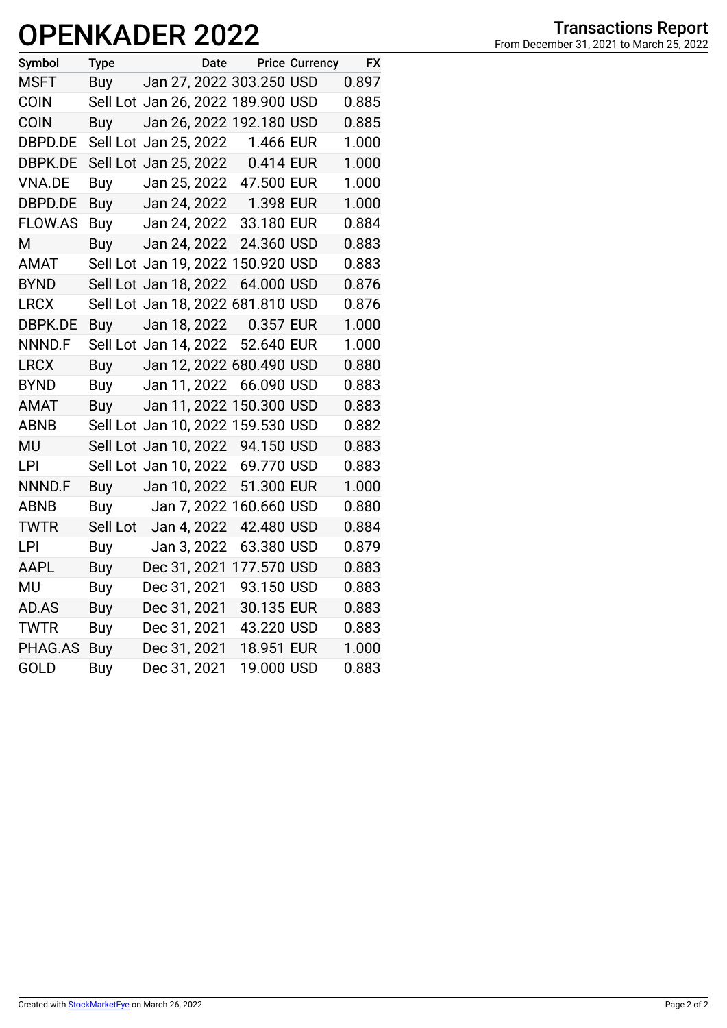# OPENKADER 2022

## Transactions Report

From December 31, 2021 to March 25, 2022

| Symbol | Type | Date | Price | Currency | FX |
|---|---|---|---|---|---|
| MSFT | Buy | Jan 27, 2022 | 303.250 | USD | 0.897 |
| COIN | Sell Lot | Jan 26, 2022 | 189.900 | USD | 0.885 |
| COIN | Buy | Jan 26, 2022 | 192.180 | USD | 0.885 |
| DBPD.DE | Sell Lot | Jan 25, 2022 | 1.466 | EUR | 1.000 |
| DBPK.DE | Sell Lot | Jan 25, 2022 | 0.414 | EUR | 1.000 |
| VNA.DE | Buy | Jan 25, 2022 | 47.500 | EUR | 1.000 |
| DBPD.DE | Buy | Jan 24, 2022 | 1.398 | EUR | 1.000 |
| FLOW.AS | Buy | Jan 24, 2022 | 33.180 | EUR | 0.884 |
| M | Buy | Jan 24, 2022 | 24.360 | USD | 0.883 |
| AMAT | Sell Lot | Jan 19, 2022 | 150.920 | USD | 0.883 |
| BYND | Sell Lot | Jan 18, 2022 | 64.000 | USD | 0.876 |
| LRCX | Sell Lot | Jan 18, 2022 | 681.810 | USD | 0.876 |
| DBPK.DE | Buy | Jan 18, 2022 | 0.357 | EUR | 1.000 |
| NNND.F | Sell Lot | Jan 14, 2022 | 52.640 | EUR | 1.000 |
| LRCX | Buy | Jan 12, 2022 | 680.490 | USD | 0.880 |
| BYND | Buy | Jan 11, 2022 | 66.090 | USD | 0.883 |
| AMAT | Buy | Jan 11, 2022 | 150.300 | USD | 0.883 |
| ABNB | Sell Lot | Jan 10, 2022 | 159.530 | USD | 0.882 |
| MU | Sell Lot | Jan 10, 2022 | 94.150 | USD | 0.883 |
| LPI | Sell Lot | Jan 10, 2022 | 69.770 | USD | 0.883 |
| NNND.F | Buy | Jan 10, 2022 | 51.300 | EUR | 1.000 |
| ABNB | Buy | Jan 7, 2022 | 160.660 | USD | 0.880 |
| TWTR | Sell Lot | Jan 4, 2022 | 42.480 | USD | 0.884 |
| LPI | Buy | Jan 3, 2022 | 63.380 | USD | 0.879 |
| AAPL | Buy | Dec 31, 2021 | 177.570 | USD | 0.883 |
| MU | Buy | Dec 31, 2021 | 93.150 | USD | 0.883 |
| AD.AS | Buy | Dec 31, 2021 | 30.135 | EUR | 0.883 |
| TWTR | Buy | Dec 31, 2021 | 43.220 | USD | 0.883 |
| PHAG.AS | Buy | Dec 31, 2021 | 18.951 | EUR | 1.000 |
| GOLD | Buy | Dec 31, 2021 | 19.000 | USD | 0.883 |

Created with StockMarketEye on March 26, 2022